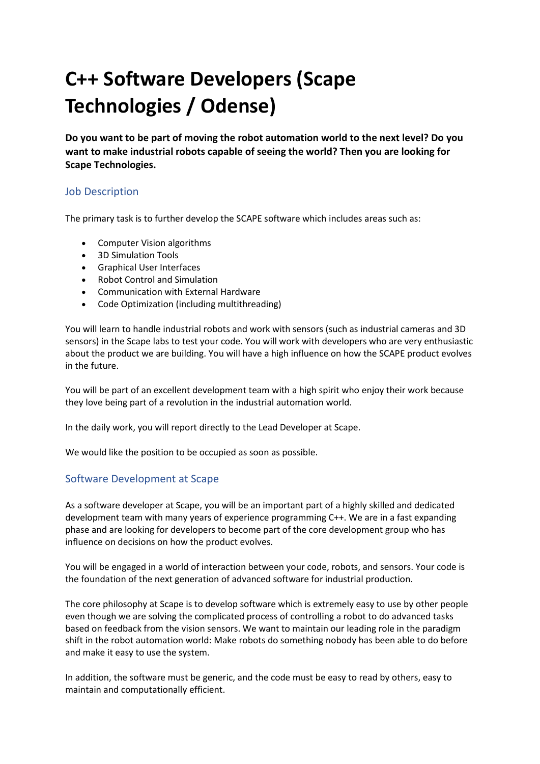# C++ Software Developers (Scape Technologies / Odense)

**Do you want to be part of moving the robot automation world to the next level? Do you want to make industrial robots capable of seeing the world? Then you are looking for Scape Technologies.**

## Job Description

The primary task is to further develop the SCAPE software which includes areas such as:

- Computer Vision algorithms
- 3D Simulation Tools
- Graphical User Interfaces
- Robot Control and Simulation
- Communication with External Hardware
- Code Optimization (including multithreading)

You will learn to handle industrial robots and work with sensors (such as industrial cameras and 3D sensors) in the Scape labs to test your code. You will work with developers who are very enthusiastic about the product we are building. You will have a high influence on how the SCAPE product evolves in the future.

You will be part of an excellent development team with a high spirit who enjoy their work because they love being part of a revolution in the industrial automation world.

In the daily work, you will report directly to the Lead Developer at Scape.

We would like the position to be occupied as soon as possible.

## Software Development at Scape

As a software developer at Scape, you will be an important part of a highly skilled and dedicated development team with many years of experience programming C++. We are in a fast expanding phase and are looking for developers to become part of the core development group who has influence on decisions on how the product evolves.

You will be engaged in a world of interaction between your code, robots, and sensors. Your code is the foundation of the next generation of advanced software for industrial production.

The core philosophy at Scape is to develop software which is extremely easy to use by other people even though we are solving the complicated process of controlling a robot to do advanced tasks based on feedback from the vision sensors. We want to maintain our leading role in the paradigm shift in the robot automation world: Make robots do something nobody has been able to do before and make it easy to use the system.

In addition, the software must be generic, and the code must be easy to read by others, easy to maintain and computationally efficient.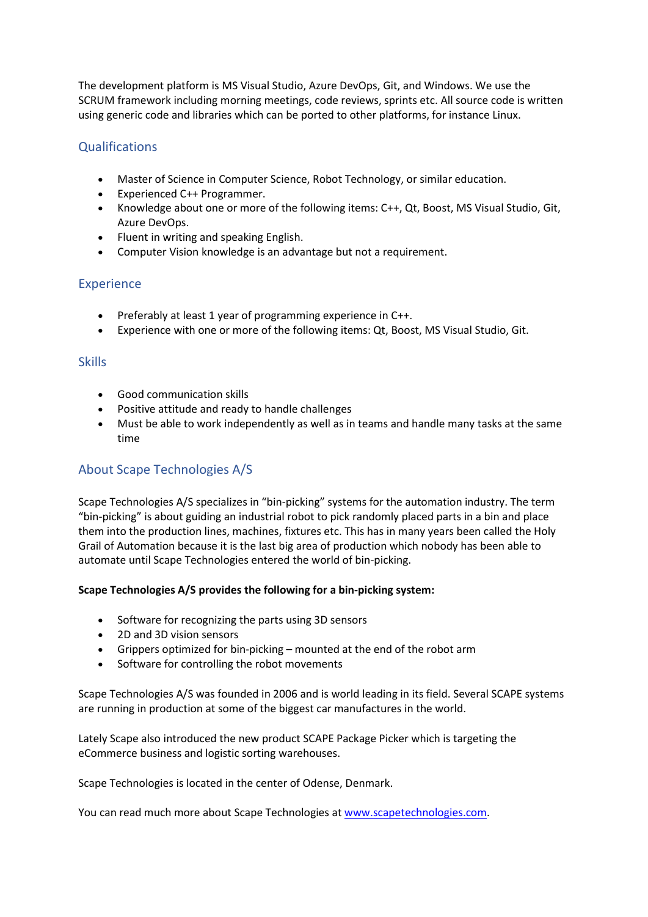The development platform is MS Visual Studio, Azure DevOps, Git, and Windows. We use the SCRUM framework including morning meetings, code reviews, sprints etc. All source code is written using generic code and libraries which can be ported to other platforms, for instance Linux.

## Qualifications

- Master of Science in Computer Science, Robot Technology, or similar education.
- Experienced C++ Programmer.
- Knowledge about one or more of the following items: C++, Qt, Boost, MS Visual Studio, Git, Azure DevOps.
- Fluent in writing and speaking English.
- Computer Vision knowledge is an advantage but not a requirement.

## Experience

- Preferably at least 1 year of programming experience in C++.
- Experience with one or more of the following items: Qt, Boost, MS Visual Studio, Git.

## Skills

- Good communication skills
- Positive attitude and ready to handle challenges
- Must be able to work independently as well as in teams and handle many tasks at the same time

## About Scape Technologies A/S

Scape Technologies A/S specializes in "bin-picking" systems for the automation industry. The term "bin-picking" is about guiding an industrial robot to pick randomly placed parts in a bin and place them into the production lines, machines, fixtures etc. This has in many years been called the Holy Grail of Automation because it is the last big area of production which nobody has been able to automate until Scape Technologies entered the world of bin-picking.

**Scape Technologies A/S provides the following for a bin-picking system:**

- Software for recognizing the parts using 3D sensors
- 2D and 3D vision sensors
- Grippers optimized for bin-picking – mounted at the end of the robot arm
- Software for controlling the robot movements

Scape Technologies A/S was founded in 2006 and is world leading in its field. Several SCAPE systems are running in production at some of the biggest car manufactures in the world.

Lately Scape also introduced the new product SCAPE Package Picker which is targeting the eCommerce business and logistic sorting warehouses.

Scape Technologies is located in the center of Odense, Denmark.

You can read much more about Scape Technologies at [www.scapetechnologies.com](http://www.scapetechnologies.com).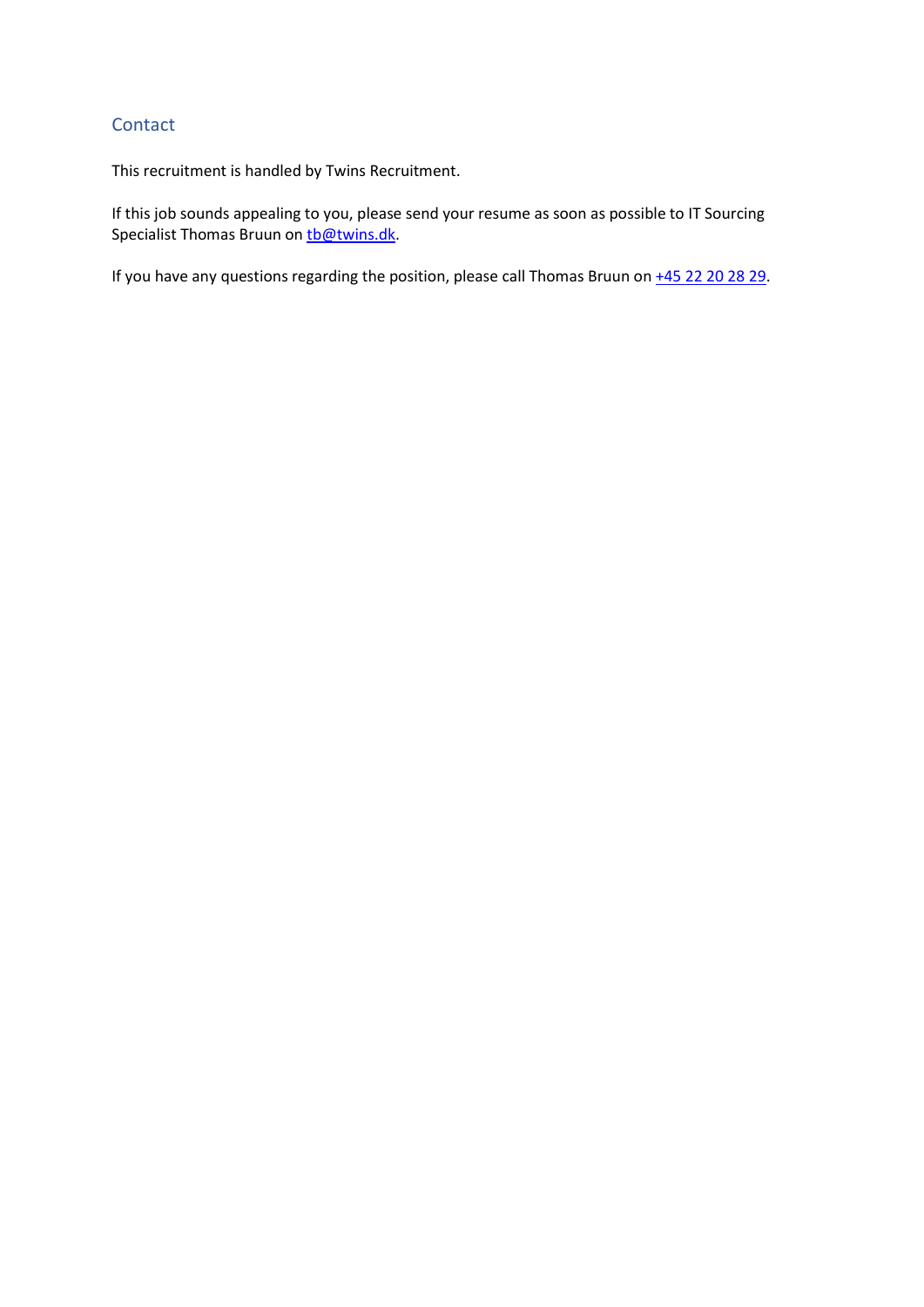## Contact

This recruitment is handled by Twins Recruitment.

If this job sounds appealing to you, please send your resume as soon as possible to IT Sourcing Specialist Thomas Bruun on tb@twins.dk.

If you have any questions regarding the position, please call Thomas Bruun on +45 22 20 28 29.